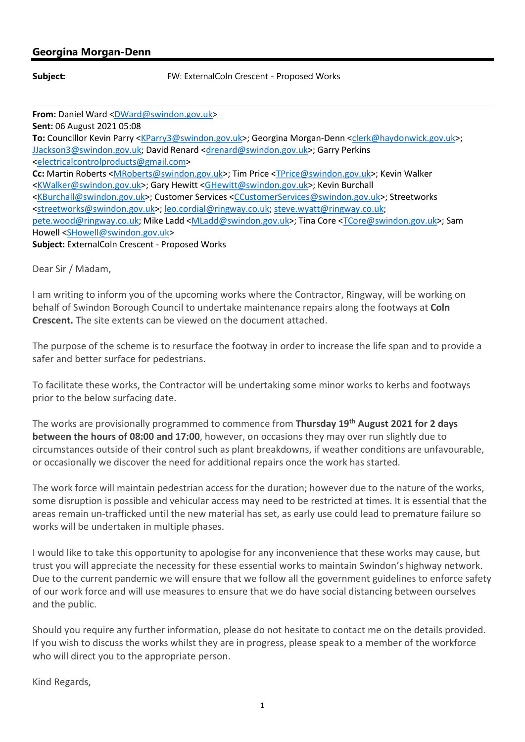## Georgina Morgan-Denn

**Subject:** FW: ExternalColn Crescent - Proposed Works

**From:** Daniel Ward <DWard@swindon.gov.uk>
**Sent:** 06 August 2021 05:08
**To:** Councillor Kevin Parry <KParry3@swindon.gov.uk>; Georgina Morgan-Denn <clerk@haydonwick.gov.uk>; JJackson3@swindon.gov.uk; David Renard <drenard@swindon.gov.uk>; Garry Perkins <electricalcontrolproducts@gmail.com>
**Cc:** Martin Roberts <MRoberts@swindon.gov.uk>; Tim Price <TPrice@swindon.gov.uk>; Kevin Walker <KWalker@swindon.gov.uk>; Gary Hewitt <GHewitt@swindon.gov.uk>; Kevin Burchall <KBurchall@swindon.gov.uk>; Customer Services <CCustomerServices@swindon.gov.uk>; Streetworks <streetworks@swindon.gov.uk>; leo.cordial@ringway.co.uk; steve.wyatt@ringway.co.uk; pete.wood@ringway.co.uk; Mike Ladd <MLadd@swindon.gov.uk>; Tina Core <TCore@swindon.gov.uk>; Sam Howell <SHowell@swindon.gov.uk>
**Subject:** ExternalColn Crescent - Proposed Works

Dear Sir / Madam,

I am writing to inform you of the upcoming works where the Contractor, Ringway, will be working on behalf of Swindon Borough Council to undertake maintenance repairs along the footways at **Coln Crescent.** The site extents can be viewed on the document attached.

The purpose of the scheme is to resurface the footway in order to increase the life span and to provide a safer and better surface for pedestrians.

To facilitate these works, the Contractor will be undertaking some minor works to kerbs and footways prior to the below surfacing date.

The works are provisionally programmed to commence from **Thursday 19th August 2021 for 2 days between the hours of 08:00 and 17:00**, however, on occasions they may over run slightly due to circumstances outside of their control such as plant breakdowns, if weather conditions are unfavourable, or occasionally we discover the need for additional repairs once the work has started.

The work force will maintain pedestrian access for the duration; however due to the nature of the works, some disruption is possible and vehicular access may need to be restricted at times. It is essential that the areas remain un-trafficked until the new material has set, as early use could lead to premature failure so works will be undertaken in multiple phases.

I would like to take this opportunity to apologise for any inconvenience that these works may cause, but trust you will appreciate the necessity for these essential works to maintain Swindon's highway network. Due to the current pandemic we will ensure that we follow all the government guidelines to enforce safety of our work force and will use measures to ensure that we do have social distancing between ourselves and the public.

Should you require any further information, please do not hesitate to contact me on the details provided. If you wish to discuss the works whilst they are in progress, please speak to a member of the workforce who will direct you to the appropriate person.

Kind Regards,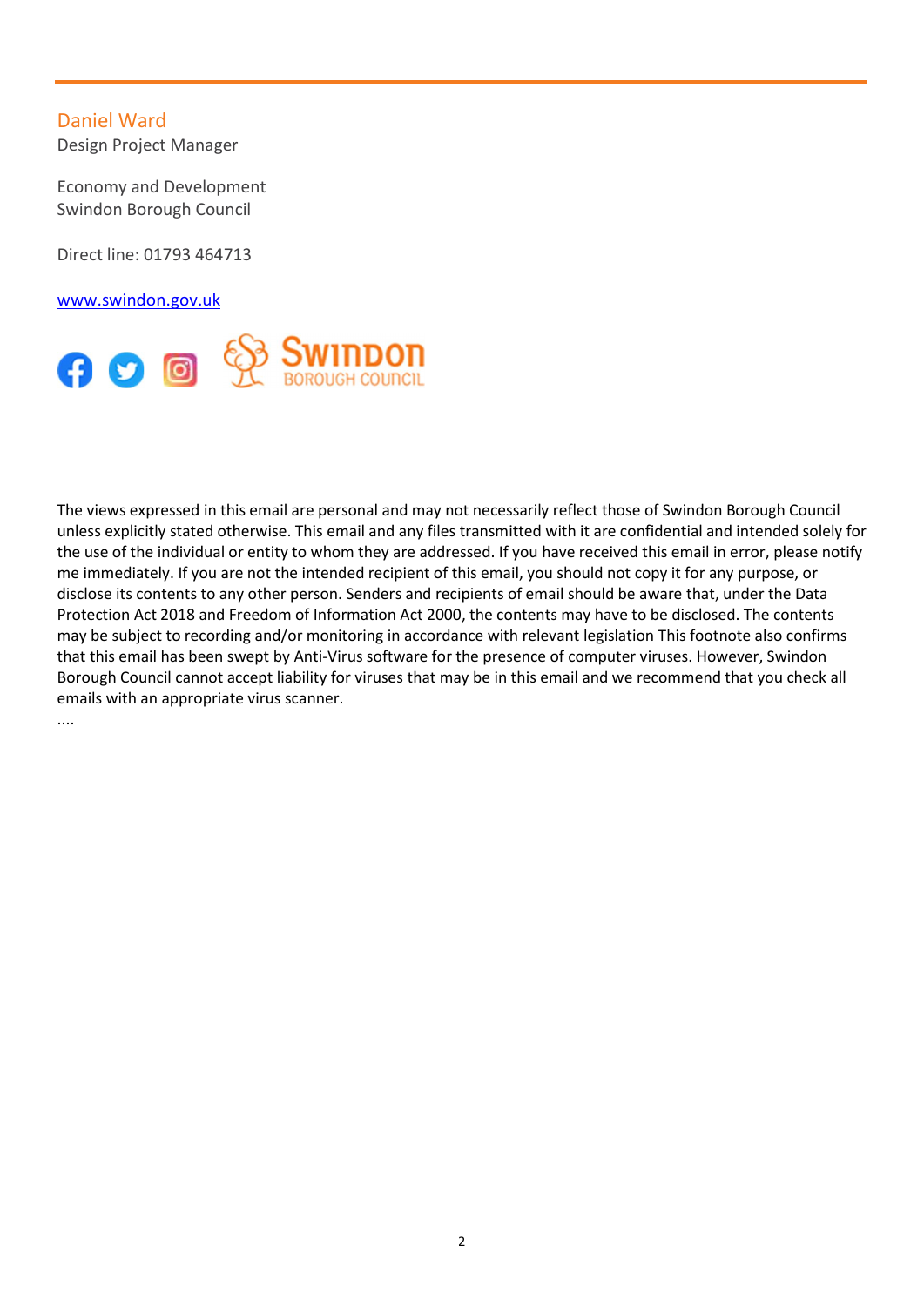Daniel Ward
Design Project Manager

Economy and Development
Swindon Borough Council

Direct line: 01793 464713

[www.swindon.gov.uk](http://www.swindon.gov.uk)

The views expressed in this email are personal and may not necessarily reflect those of Swindon Borough Council unless explicitly stated otherwise. This email and any files transmitted with it are confidential and intended solely for the use of the individual or entity to whom they are addressed. If you have received this email in error, please notify me immediately. If you are not the intended recipient of this email, you should not copy it for any purpose, or disclose its contents to any other person. Senders and recipients of email should be aware that, under the Data Protection Act 2018 and Freedom of Information Act 2000, the contents may have to be disclosed. The contents may be subject to recording and/or monitoring in accordance with relevant legislation This footnote also confirms that this email has been swept by Anti-Virus software for the presence of computer viruses. However, Swindon Borough Council cannot accept liability for viruses that may be in this email and we recommend that you check all emails with an appropriate virus scanner.

....